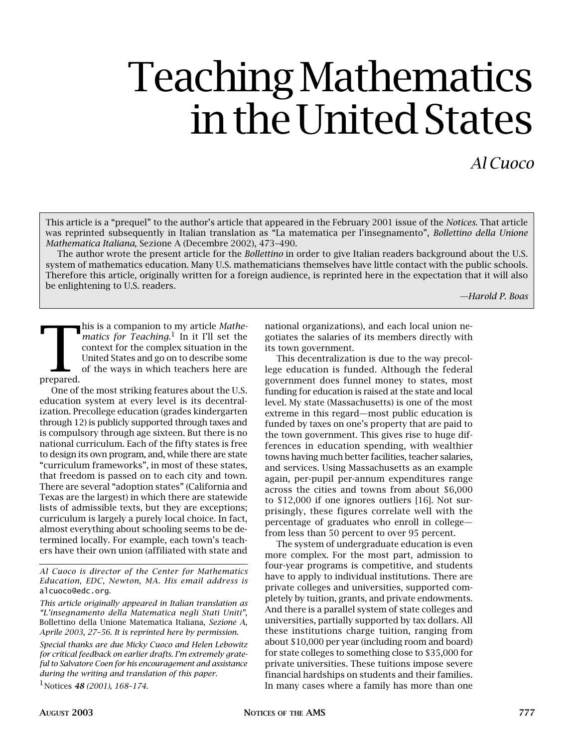# Teaching Mathematics in the United States

*Al Cuoco*

> This article is a "prequel" to the author's article that appeared in the February 2001 issue of the *Notices*. That article was reprinted subsequently in Italian translation as "La matematica per l'insegnamento", *Bollettino della Unione Mathematica Italiana*, Sezione A (Decembre 2002), 473–490.
>
> The author wrote the present article for the *Bollettino* in order to give Italian readers background about the U.S. system of mathematics education. Many U.S. mathematicians themselves have little contact with the public schools. Therefore this article, originally written for a foreign audience, is reprinted here in the expectation that it will also be enlightening to U.S. readers.
>
> —*Harold P. Boas*

This is a companion to my article *Mathematics for Teaching*.[1] In it I'll set the context for the complex situation in the United States and go on to describe some of the ways in which teachers here are prepared.

One of the most striking features about the U.S. education system at every level is its decentralization. Precollege education (grades kindergarten through 12) is publicly supported through taxes and is compulsory through age sixteen. But there is no national curriculum. Each of the fifty states is free to design its own program, and, while there are state "curriculum frameworks", in most of these states, that freedom is passed on to each city and town. There are several "adoption states" (California and Texas are the largest) in which there are statewide lists of admissible texts, but they are exceptions; curriculum is largely a purely local choice. In fact, almost everything about schooling seems to be determined locally. For example, each town's teachers have their own union (affiliated with state and national organizations), and each local union negotiates the salaries of its members directly with its town government.

This decentralization is due to the way precollege education is funded. Although the federal government does funnel money to states, most funding for education is raised at the state and local level. My state (Massachusetts) is one of the most extreme in this regard—most public education is funded by taxes on one's property that are paid to the town government. This gives rise to huge differences in education spending, with wealthier towns having much better facilities, teacher salaries, and services. Using Massachusetts as an example again, per-pupil per-annum expenditures range across the cities and towns from about \$6,000 to \$12,000 if one ignores outliers [16]. Not surprisingly, these figures correlate well with the percentage of graduates who enroll in college—from less than 50 percent to over 95 percent.

The system of undergraduate education is even more complex. For the most part, admission to four-year programs is competitive, and students have to apply to individual institutions. There are private colleges and universities, supported completely by tuition, grants, and private endowments. And there is a parallel system of state colleges and universities, partially supported by tax dollars. All these institutions charge tuition, ranging from about \$10,000 per year (including room and board) for state colleges to something close to \$35,000 for private universities. These tuitions impose severe financial hardships on students and their families. In many cases where a family has more than one

---

*Al Cuoco is director of the Center for Mathematics Education, EDC, Newton, MA. His email address is* alcuoco@edc.org.

*This article originally appeared in Italian translation as "L'insegnamento della Matematica negli Stati Uniti",* Bollettino della Unione Matematica Italiana, *Sezione A, Aprile 2003, 27–56. It is reprinted here by permission.*

*Special thanks are due Micky Cuoco and Helen Lebowitz for critical feedback on earlier drafts. I'm extremely grateful to Salvatore Coen for his encouragement and assistance during the writing and translation of this paper.*

[1] Notices ***48*** *(2001), 168–174.*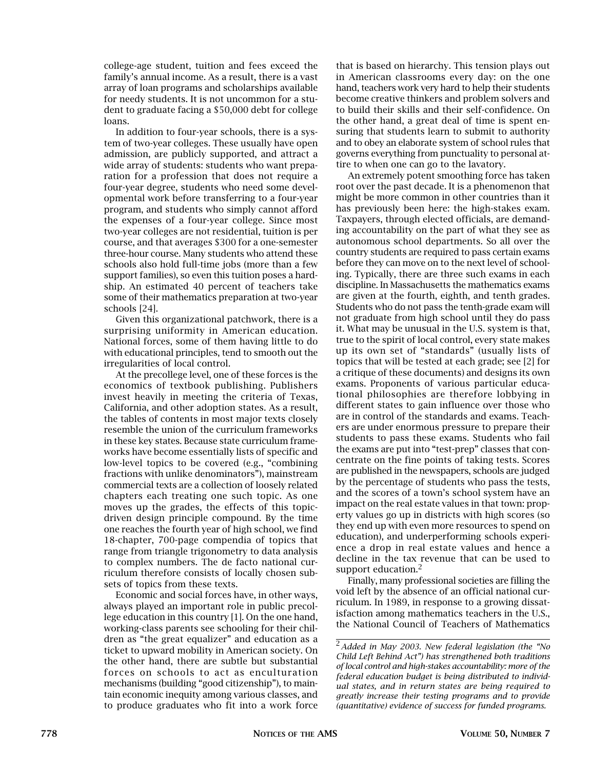college-age student, tuition and fees exceed the family's annual income. As a result, there is a vast array of loan programs and scholarships available for needy students. It is not uncommon for a student to graduate facing a $50,000 debt for college loans.

In addition to four-year schools, there is a system of two-year colleges. These usually have open admission, are publicly supported, and attract a wide array of students: students who want preparation for a profession that does not require a four-year degree, students who need some developmental work before transferring to a four-year program, and students who simply cannot afford the expenses of a four-year college. Since most two-year colleges are not residential, tuition is per course, and that averages $300 for a one-semester three-hour course. Many students who attend these schools also hold full-time jobs (more than a few support families), so even this tuition poses a hardship. An estimated 40 percent of teachers take some of their mathematics preparation at two-year schools [24].

Given this organizational patchwork, there is a surprising uniformity in American education. National forces, some of them having little to do with educational principles, tend to smooth out the irregularities of local control.

At the precollege level, one of these forces is the economics of textbook publishing. Publishers invest heavily in meeting the criteria of Texas, California, and other adoption states. As a result, the tables of contents in most major texts closely resemble the union of the curriculum frameworks in these key states. Because state curriculum frameworks have become essentially lists of specific and low-level topics to be covered (e.g., "combining fractions with unlike denominators"), mainstream commercial texts are a collection of loosely related chapters each treating one such topic. As one moves up the grades, the effects of this topic-driven design principle compound. By the time one reaches the fourth year of high school, we find 18-chapter, 700-page compendia of topics that range from triangle trigonometry to data analysis to complex numbers. The de facto national curriculum therefore consists of locally chosen subsets of topics from these texts.

Economic and social forces have, in other ways, always played an important role in public precollege education in this country [1]. On the one hand, working-class parents see schooling for their children as "the great equalizer" and education as a ticket to upward mobility in American society. On the other hand, there are subtle but substantial forces on schools to act as enculturation mechanisms (building "good citizenship"), to maintain economic inequity among various classes, and to produce graduates who fit into a work force that is based on hierarchy. This tension plays out in American classrooms every day: on the one hand, teachers work very hard to help their students become creative thinkers and problem solvers and to build their skills and their self-confidence. On the other hand, a great deal of time is spent ensuring that students learn to submit to authority and to obey an elaborate system of school rules that governs everything from punctuality to personal attire to when one can go to the lavatory.

An extremely potent smoothing force has taken root over the past decade. It is a phenomenon that might be more common in other countries than it has previously been here: the high-stakes exam. Taxpayers, through elected officials, are demanding accountability on the part of what they see as autonomous school departments. So all over the country students are required to pass certain exams before they can move on to the next level of schooling. Typically, there are three such exams in each discipline. In Massachusetts the mathematics exams are given at the fourth, eighth, and tenth grades. Students who do not pass the tenth-grade exam will not graduate from high school until they do pass it. What may be unusual in the U.S. system is that, true to the spirit of local control, every state makes up its own set of "standards" (usually lists of topics that will be tested at each grade; see [2] for a critique of these documents) and designs its own exams. Proponents of various particular educational philosophies are therefore lobbying in different states to gain influence over those who are in control of the standards and exams. Teachers are under enormous pressure to prepare their students to pass these exams. Students who fail the exams are put into "test-prep" classes that concentrate on the fine points of taking tests. Scores are published in the newspapers, schools are judged by the percentage of students who pass the tests, and the scores of a town's school system have an impact on the real estate values in that town: property values go up in districts with high scores (so they end up with even more resources to spend on education), and underperforming schools experience a drop in real estate values and hence a decline in the tax revenue that can be used to support education.[2]

Finally, many professional societies are filling the void left by the absence of an official national curriculum. In 1989, in response to a growing dissatisfaction among mathematics teachers in the U.S., the National Council of Teachers of Mathematics

[2] *Added in May 2003. New federal legislation (the "No Child Left Behind Act") has strengthened both traditions of local control and high-stakes accountability: more of the federal education budget is being distributed to individual states, and in return states are being required to greatly increase their testing programs and to provide (quantitative) evidence of success for funded programs.*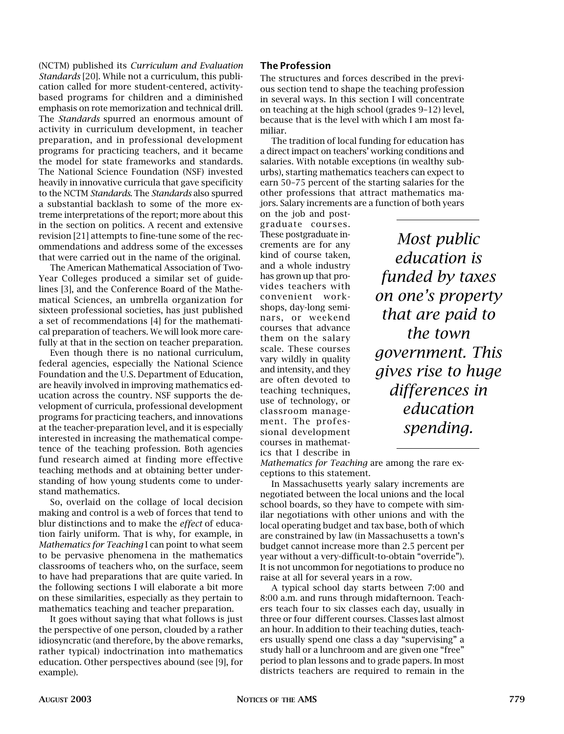(NCTM) published its *Curriculum and Evaluation Standards* [20]. While not a curriculum, this publication called for more student-centered, activity-based programs for children and a diminished emphasis on rote memorization and technical drill. The *Standards* spurred an enormous amount of activity in curriculum development, in teacher preparation, and in professional development programs for practicing teachers, and it became the model for state frameworks and standards. The National Science Foundation (NSF) invested heavily in innovative curricula that gave specificity to the NCTM *Standards*. The *Standards* also spurred a substantial backlash to some of the more extreme interpretations of the report; more about this in the section on politics. A recent and extensive revision [21] attempts to fine-tune some of the recommendations and address some of the excesses that were carried out in the name of the original.

The American Mathematical Association of Two-Year Colleges produced a similar set of guidelines [3], and the Conference Board of the Mathematical Sciences, an umbrella organization for sixteen professional societies, has just published a set of recommendations [4] for the mathematical preparation of teachers. We will look more carefully at that in the section on teacher preparation.

Even though there is no national curriculum, federal agencies, especially the National Science Foundation and the U.S. Department of Education, are heavily involved in improving mathematics education across the country. NSF supports the development of curricula, professional development programs for practicing teachers, and innovations at the teacher-preparation level, and it is especially interested in increasing the mathematical competence of the teaching profession. Both agencies fund research aimed at finding more effective teaching methods and at obtaining better understanding of how young students come to understand mathematics.

So, overlaid on the collage of local decision making and control is a web of forces that tend to blur distinctions and to make the *effect* of education fairly uniform. That is why, for example, in *Mathematics for Teaching* I can point to what seem to be pervasive phenomena in the mathematics classrooms of teachers who, on the surface, seem to have had preparations that are quite varied. In the following sections I will elaborate a bit more on these similarities, especially as they pertain to mathematics teaching and teacher preparation.

It goes without saying that what follows is just the perspective of one person, clouded by a rather idiosyncratic (and therefore, by the above remarks, rather typical) indoctrination into mathematics education. Other perspectives abound (see [9], for example).

## The Profession

The structures and forces described in the previous section tend to shape the teaching profession in several ways. In this section I will concentrate on teaching at the high school (grades 9–12) level, because that is the level with which I am most familiar.

The tradition of local funding for education has a direct impact on teachers' working conditions and salaries. With notable exceptions (in wealthy suburbs), starting mathematics teachers can expect to earn 50–75 percent of the starting salaries for the other professions that attract mathematics majors. Salary increments are a function of both years on the job and postgraduate courses. These postgraduate increments are for any kind of course taken, and a whole industry has grown up that provides teachers with convenient workshops, day-long seminars, or weekend courses that advance them on the salary scale. These courses vary wildly in quality and intensity, and they are often devoted to teaching techniques, use of technology, or classroom management. The professional development courses in mathematics that I describe in *Mathematics for Teaching* are among the rare exceptions to this statement.

*Most public education is funded by taxes on one's property that are paid to the town government. This gives rise to huge differences in education spending.*

In Massachusetts yearly salary increments are negotiated between the local unions and the local school boards, so they have to compete with similar negotiations with other unions and with the local operating budget and tax base, both of which are constrained by law (in Massachusetts a town's budget cannot increase more than 2.5 percent per year without a very-difficult-to-obtain "override"). It is not uncommon for negotiations to produce no raise at all for several years in a row.

A typical school day starts between 7:00 and 8:00 a.m. and runs through midafternoon. Teachers teach four to six classes each day, usually in three or four different courses. Classes last almost an hour. In addition to their teaching duties, teachers usually spend one class a day "supervising" a study hall or a lunchroom and are given one "free" period to plan lessons and to grade papers. In most districts teachers are required to remain in the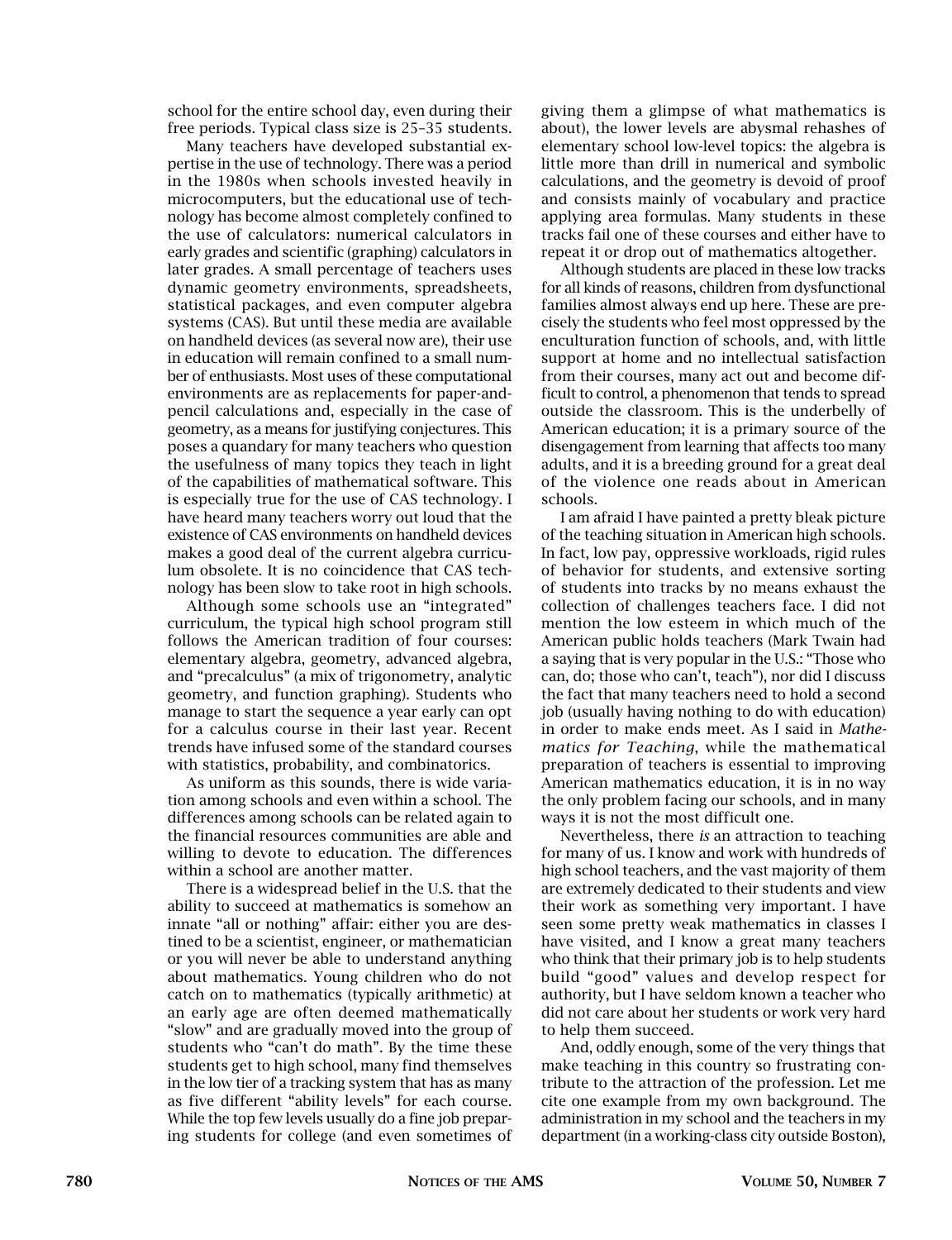school for the entire school day, even during their free periods. Typical class size is 25–35 students.

Many teachers have developed substantial expertise in the use of technology. There was a period in the 1980s when schools invested heavily in microcomputers, but the educational use of technology has become almost completely confined to the use of calculators: numerical calculators in early grades and scientific (graphing) calculators in later grades. A small percentage of teachers uses dynamic geometry environments, spreadsheets, statistical packages, and even computer algebra systems (CAS). But until these media are available on handheld devices (as several now are), their use in education will remain confined to a small number of enthusiasts. Most uses of these computational environments are as replacements for paper-and-pencil calculations and, especially in the case of geometry, as a means for justifying conjectures. This poses a quandary for many teachers who question the usefulness of many topics they teach in light of the capabilities of mathematical software. This is especially true for the use of CAS technology. I have heard many teachers worry out loud that the existence of CAS environments on handheld devices makes a good deal of the current algebra curriculum obsolete. It is no coincidence that CAS technology has been slow to take root in high schools.

Although some schools use an "integrated" curriculum, the typical high school program still follows the American tradition of four courses: elementary algebra, geometry, advanced algebra, and "precalculus" (a mix of trigonometry, analytic geometry, and function graphing). Students who manage to start the sequence a year early can opt for a calculus course in their last year. Recent trends have infused some of the standard courses with statistics, probability, and combinatorics.

As uniform as this sounds, there is wide variation among schools and even within a school. The differences among schools can be related again to the financial resources communities are able and willing to devote to education. The differences within a school are another matter.

There is a widespread belief in the U.S. that the ability to succeed at mathematics is somehow an innate "all or nothing" affair: either you are destined to be a scientist, engineer, or mathematician or you will never be able to understand anything about mathematics. Young children who do not catch on to mathematics (typically arithmetic) at an early age are often deemed mathematically "slow" and are gradually moved into the group of students who "can't do math". By the time these students get to high school, many find themselves in the low tier of a tracking system that has as many as five different "ability levels" for each course. While the top few levels usually do a fine job preparing students for college (and even sometimes of giving them a glimpse of what mathematics is about), the lower levels are abysmal rehashes of elementary school low-level topics: the algebra is little more than drill in numerical and symbolic calculations, and the geometry is devoid of proof and consists mainly of vocabulary and practice applying area formulas. Many students in these tracks fail one of these courses and either have to repeat it or drop out of mathematics altogether.

Although students are placed in these low tracks for all kinds of reasons, children from dysfunctional families almost always end up here. These are precisely the students who feel most oppressed by the enculturation function of schools, and, with little support at home and no intellectual satisfaction from their courses, many act out and become difficult to control, a phenomenon that tends to spread outside the classroom. This is the underbelly of American education; it is a primary source of the disengagement from learning that affects too many adults, and it is a breeding ground for a great deal of the violence one reads about in American schools.

I am afraid I have painted a pretty bleak picture of the teaching situation in American high schools. In fact, low pay, oppressive workloads, rigid rules of behavior for students, and extensive sorting of students into tracks by no means exhaust the collection of challenges teachers face. I did not mention the low esteem in which much of the American public holds teachers (Mark Twain had a saying that is very popular in the U.S.: "Those who can, do; those who can't, teach"), nor did I discuss the fact that many teachers need to hold a second job (usually having nothing to do with education) in order to make ends meet. As I said in *Mathematics for Teaching*, while the mathematical preparation of teachers is essential to improving American mathematics education, it is in no way the only problem facing our schools, and in many ways it is not the most difficult one.

Nevertheless, there *is* an attraction to teaching for many of us. I know and work with hundreds of high school teachers, and the vast majority of them are extremely dedicated to their students and view their work as something very important. I have seen some pretty weak mathematics in classes I have visited, and I know a great many teachers who think that their primary job is to help students build "good" values and develop respect for authority, but I have seldom known a teacher who did not care about her students or work very hard to help them succeed.

And, oddly enough, some of the very things that make teaching in this country so frustrating contribute to the attraction of the profession. Let me cite one example from my own background. The administration in my school and the teachers in my department (in a working-class city outside Boston),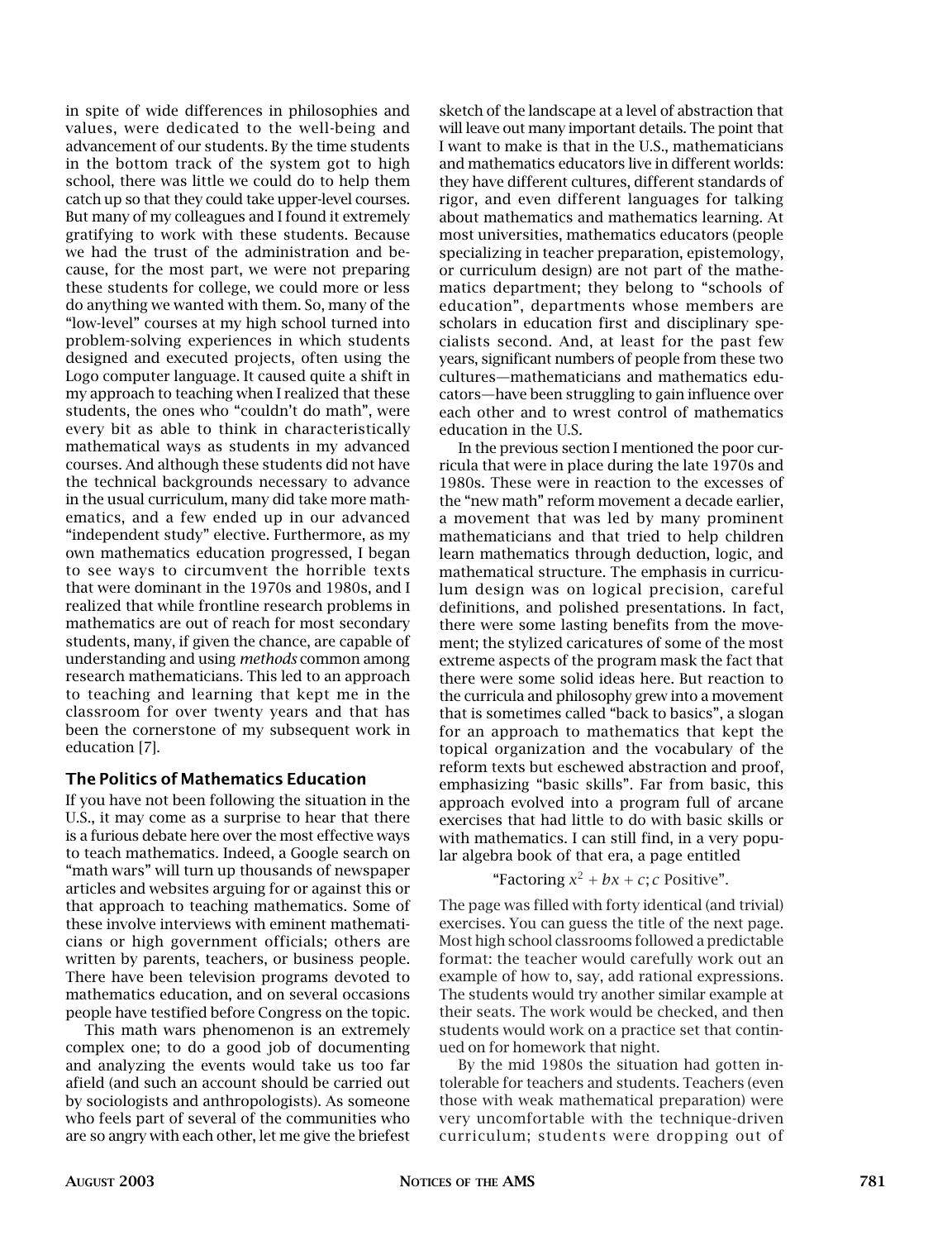in spite of wide differences in philosophies and values, were dedicated to the well-being and advancement of our students. By the time students in the bottom track of the system got to high school, there was little we could do to help them catch up so that they could take upper-level courses. But many of my colleagues and I found it extremely gratifying to work with these students. Because we had the trust of the administration and because, for the most part, we were not preparing these students for college, we could more or less do anything we wanted with them. So, many of the "low-level" courses at my high school turned into problem-solving experiences in which students designed and executed projects, often using the Logo computer language. It caused quite a shift in my approach to teaching when I realized that these students, the ones who "couldn't do math", were every bit as able to think in characteristically mathematical ways as students in my advanced courses. And although these students did not have the technical backgrounds necessary to advance in the usual curriculum, many did take more mathematics, and a few ended up in our advanced "independent study" elective. Furthermore, as my own mathematics education progressed, I began to see ways to circumvent the horrible texts that were dominant in the 1970s and 1980s, and I realized that while frontline research problems in mathematics are out of reach for most secondary students, many, if given the chance, are capable of understanding and using *methods* common among research mathematicians. This led to an approach to teaching and learning that kept me in the classroom for over twenty years and that has been the cornerstone of my subsequent work in education [7].

## The Politics of Mathematics Education

If you have not been following the situation in the U.S., it may come as a surprise to hear that there is a furious debate here over the most effective ways to teach mathematics. Indeed, a Google search on "math wars" will turn up thousands of newspaper articles and websites arguing for or against this or that approach to teaching mathematics. Some of these involve interviews with eminent mathematicians or high government officials; others are written by parents, teachers, or business people. There have been television programs devoted to mathematics education, and on several occasions people have testified before Congress on the topic.

This math wars phenomenon is an extremely complex one; to do a good job of documenting and analyzing the events would take us too far afield (and such an account should be carried out by sociologists and anthropologists). As someone who feels part of several of the communities who are so angry with each other, let me give the briefest sketch of the landscape at a level of abstraction that will leave out many important details. The point that I want to make is that in the U.S., mathematicians and mathematics educators live in different worlds: they have different cultures, different standards of rigor, and even different languages for talking about mathematics and mathematics learning. At most universities, mathematics educators (people specializing in teacher preparation, epistemology, or curriculum design) are not part of the mathematics department; they belong to "schools of education", departments whose members are scholars in education first and disciplinary specialists second. And, at least for the past few years, significant numbers of people from these two cultures—mathematicians and mathematics educators—have been struggling to gain influence over each other and to wrest control of mathematics education in the U.S.

In the previous section I mentioned the poor curricula that were in place during the late 1970s and 1980s. These were in reaction to the excesses of the "new math" reform movement a decade earlier, a movement that was led by many prominent mathematicians and that tried to help children learn mathematics through deduction, logic, and mathematical structure. The emphasis in curriculum design was on logical precision, careful definitions, and polished presentations. In fact, there were some lasting benefits from the movement; the stylized caricatures of some of the most extreme aspects of the program mask the fact that there were some solid ideas here. But reaction to the curricula and philosophy grew into a movement that is sometimes called "back to basics", a slogan for an approach to mathematics that kept the topical organization and the vocabulary of the reform texts but eschewed abstraction and proof, emphasizing "basic skills". Far from basic, this approach evolved into a program full of arcane exercises that had little to do with basic skills or with mathematics. I can still find, in a very popular algebra book of that era, a page entitled

"Factoring $x^2 + bx + c$; $c$ Positive".

The page was filled with forty identical (and trivial) exercises. You can guess the title of the next page. Most high school classrooms followed a predictable format: the teacher would carefully work out an example of how to, say, add rational expressions. The students would try another similar example at their seats. The work would be checked, and then students would work on a practice set that continued on for homework that night.

By the mid 1980s the situation had gotten intolerable for teachers and students. Teachers (even those with weak mathematical preparation) were very uncomfortable with the technique-driven curriculum; students were dropping out of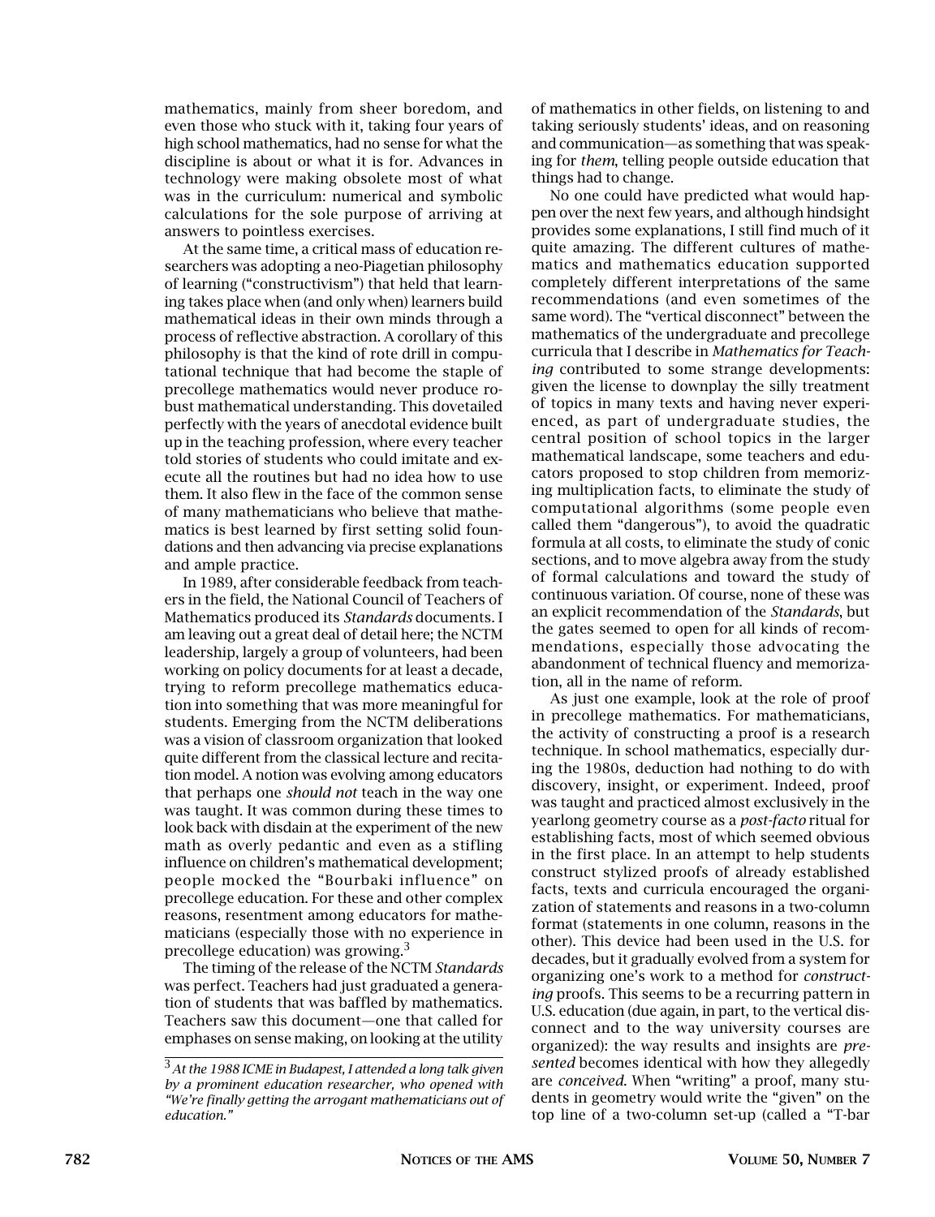mathematics, mainly from sheer boredom, and even those who stuck with it, taking four years of high school mathematics, had no sense for what the discipline is about or what it is for. Advances in technology were making obsolete most of what was in the curriculum: numerical and symbolic calculations for the sole purpose of arriving at answers to pointless exercises.

At the same time, a critical mass of education researchers was adopting a neo-Piagetian philosophy of learning ("constructivism") that held that learning takes place when (and only when) learners build mathematical ideas in their own minds through a process of reflective abstraction. A corollary of this philosophy is that the kind of rote drill in computational technique that had become the staple of precollege mathematics would never produce robust mathematical understanding. This dovetailed perfectly with the years of anecdotal evidence built up in the teaching profession, where every teacher told stories of students who could imitate and execute all the routines but had no idea how to use them. It also flew in the face of the common sense of many mathematicians who believe that mathematics is best learned by first setting solid foundations and then advancing via precise explanations and ample practice.

In 1989, after considerable feedback from teachers in the field, the National Council of Teachers of Mathematics produced its *Standards* documents. I am leaving out a great deal of detail here; the NCTM leadership, largely a group of volunteers, had been working on policy documents for at least a decade, trying to reform precollege mathematics education into something that was more meaningful for students. Emerging from the NCTM deliberations was a vision of classroom organization that looked quite different from the classical lecture and recitation model. A notion was evolving among educators that perhaps one *should not* teach in the way one was taught. It was common during these times to look back with disdain at the experiment of the new math as overly pedantic and even as a stifling influence on children's mathematical development; people mocked the "Bourbaki influence" on precollege education. For these and other complex reasons, resentment among educators for mathematicians (especially those with no experience in precollege education) was growing.[3]

The timing of the release of the NCTM *Standards* was perfect. Teachers had just graduated a generation of students that was baffled by mathematics. Teachers saw this document—one that called for emphases on sense making, on looking at the utility of mathematics in other fields, on listening to and taking seriously students' ideas, and on reasoning and communication—as something that was speaking for *them*, telling people outside education that things had to change.

No one could have predicted what would happen over the next few years, and although hindsight provides some explanations, I still find much of it quite amazing. The different cultures of mathematics and mathematics education supported completely different interpretations of the same recommendations (and even sometimes of the same word). The "vertical disconnect" between the mathematics of the undergraduate and precollege curricula that I describe in *Mathematics for Teaching* contributed to some strange developments: given the license to downplay the silly treatment of topics in many texts and having never experienced, as part of undergraduate studies, the central position of school topics in the larger mathematical landscape, some teachers and educators proposed to stop children from memorizing multiplication facts, to eliminate the study of computational algorithms (some people even called them "dangerous"), to avoid the quadratic formula at all costs, to eliminate the study of conic sections, and to move algebra away from the study of formal calculations and toward the study of continuous variation. Of course, none of these was an explicit recommendation of the *Standards*, but the gates seemed to open for all kinds of recommendations, especially those advocating the abandonment of technical fluency and memorization, all in the name of reform.

As just one example, look at the role of proof in precollege mathematics. For mathematicians, the activity of constructing a proof is a research technique. In school mathematics, especially during the 1980s, deduction had nothing to do with discovery, insight, or experiment. Indeed, proof was taught and practiced almost exclusively in the yearlong geometry course as a *post-facto* ritual for establishing facts, most of which seemed obvious in the first place. In an attempt to help students construct stylized proofs of already established facts, texts and curricula encouraged the organization of statements and reasons in a two-column format (statements in one column, reasons in the other). This device had been used in the U.S. for decades, but it gradually evolved from a system for organizing one's work to a method for *constructing* proofs. This seems to be a recurring pattern in U.S. education (due again, in part, to the vertical disconnect and to the way university courses are organized): the way results and insights are *presented* becomes identical with how they allegedly are *conceived*. When "writing" a proof, many students in geometry would write the "given" on the top line of a two-column set-up (called a "T-bar

[3] *At the 1988 ICME in Budapest, I attended a long talk given by a prominent education researcher, who opened with "We're finally getting the arrogant mathematicians out of education."*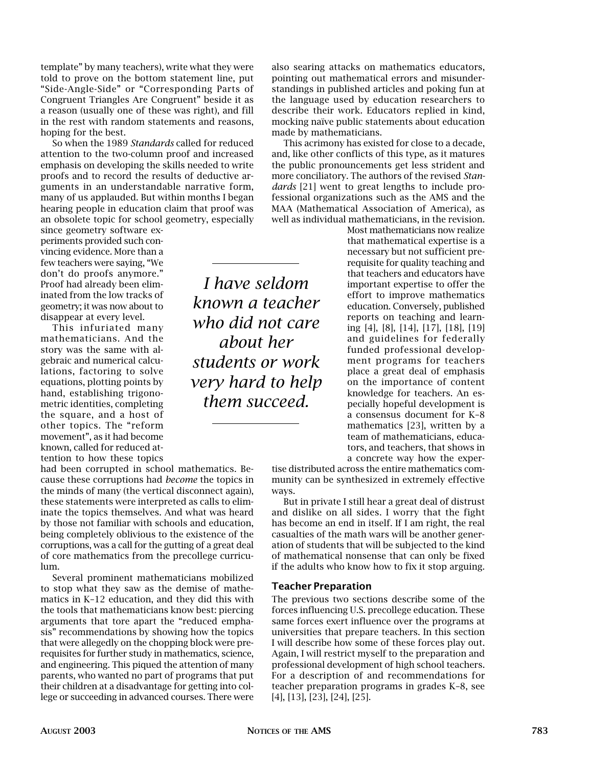template" by many teachers), write what they were told to prove on the bottom statement line, put "Side-Angle-Side" or "Corresponding Parts of Congruent Triangles Are Congruent" beside it as a reason (usually one of these was right), and fill in the rest with random statements and reasons, hoping for the best.

So when the 1989 *Standards* called for reduced attention to the two-column proof and increased emphasis on developing the skills needed to write proofs and to record the results of deductive arguments in an understandable narrative form, many of us applauded. But within months I began hearing people in education claim that proof was an obsolete topic for school geometry, especially since geometry software experiments provided such convincing evidence. More than a few teachers were saying, "We don't do proofs anymore." Proof had already been eliminated from the low tracks of geometry; it was now about to disappear at every level.

This infuriated many mathematicians. And the story was the same with algebraic and numerical calculations, factoring to solve equations, plotting points by hand, establishing trigonometric identities, completing the square, and a host of other topics. The "reform movement", as it had become known, called for reduced attention to how these topics had been corrupted in school mathematics. Because these corruptions had *become* the topics in the minds of many (the vertical disconnect again), these statements were interpreted as calls to eliminate the topics themselves. And what was heard by those not familiar with schools and education, being completely oblivious to the existence of the corruptions, was a call for the gutting of a great deal of core mathematics from the precollege curriculum.

Several prominent mathematicians mobilized to stop what they saw as the demise of mathematics in K–12 education, and they did this with the tools that mathematicians know best: piercing arguments that tore apart the "reduced emphasis" recommendations by showing how the topics that were allegedly on the chopping block were prerequisites for further study in mathematics, science, and engineering. This piqued the attention of many parents, who wanted no part of programs that put their children at a disadvantage for getting into college or succeeding in advanced courses. There were also searing attacks on mathematics educators, pointing out mathematical errors and misunderstandings in published articles and poking fun at the language used by education researchers to describe their work. Educators replied in kind, mocking naïve public statements about education made by mathematicians.

This acrimony has existed for close to a decade, and, like other conflicts of this type, as it matures the public pronouncements get less strident and more conciliatory. The authors of the revised *Standards* [21] went to great lengths to include professional organizations such as the AMS and the MAA (Mathematical Association of America), as well as individual mathematicians, in the revision. Most mathematicians now realize that mathematical expertise is a necessary but not sufficient prerequisite for quality teaching and that teachers and educators have important expertise to offer the effort to improve mathematics education. Conversely, published reports on teaching and learning [4], [8], [14], [17], [18], [19] and guidelines for federally funded professional development programs for teachers place a great deal of emphasis on the importance of content knowledge for teachers. An especially hopeful development is a consensus document for K–8 mathematics [23], written by a team of mathematicians, educators, and teachers, that shows in a concrete way how the expertise distributed across the entire mathematics community can be synthesized in extremely effective ways.

*I have seldom known a teacher who did not care about her students or work very hard to help them succeed.*

But in private I still hear a great deal of distrust and dislike on all sides. I worry that the fight has become an end in itself. If I am right, the real casualties of the math wars will be another generation of students that will be subjected to the kind of mathematical nonsense that can only be fixed if the adults who know how to fix it stop arguing.

## Teacher Preparation

The previous two sections describe some of the forces influencing U.S. precollege education. These same forces exert influence over the programs at universities that prepare teachers. In this section I will describe how some of these forces play out. Again, I will restrict myself to the preparation and professional development of high school teachers. For a description of and recommendations for teacher preparation programs in grades K–8, see [4], [13], [23], [24], [25].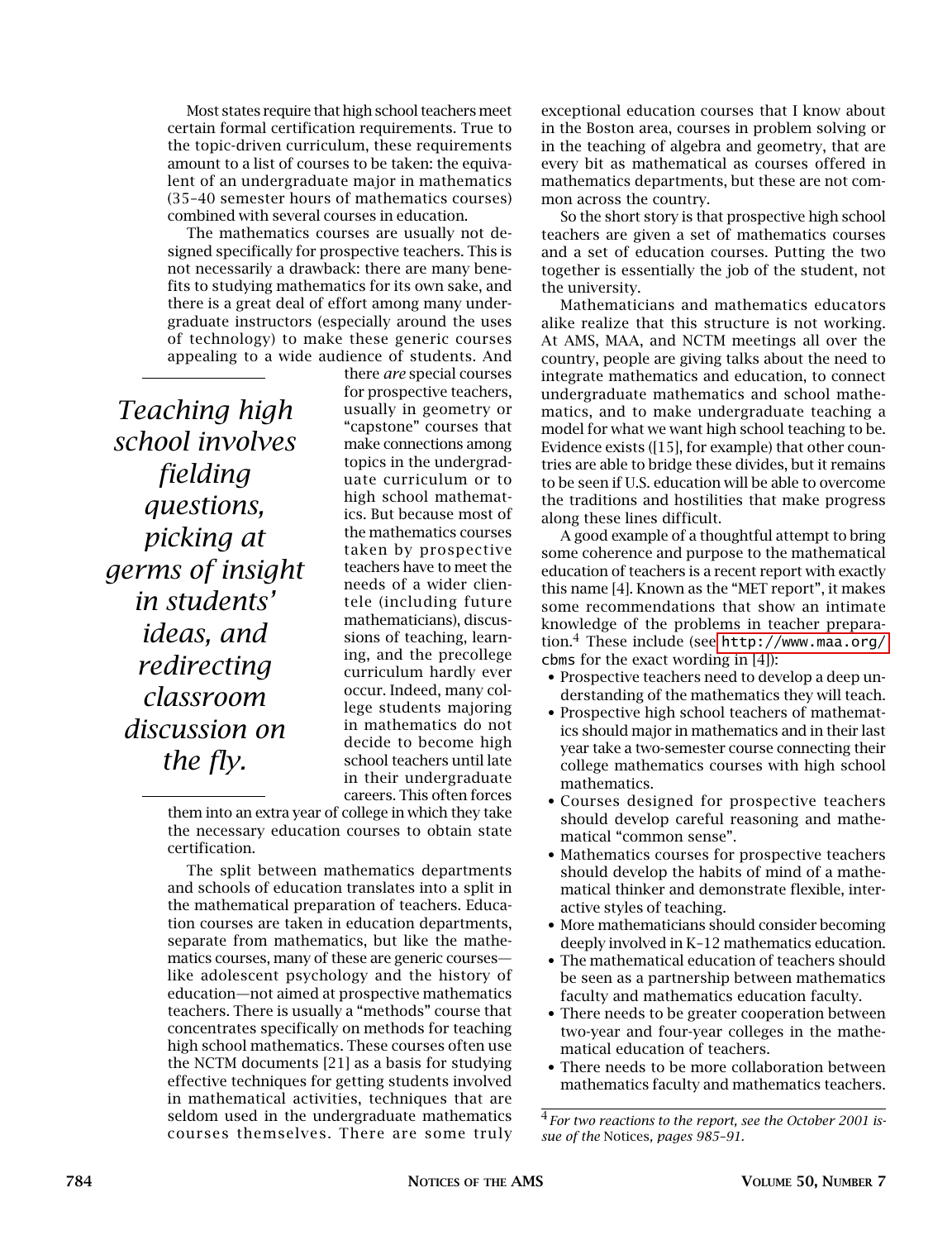Most states require that high school teachers meet certain formal certification requirements. True to the topic-driven curriculum, these requirements amount to a list of courses to be taken: the equivalent of an undergraduate major in mathematics (35–40 semester hours of mathematics courses) combined with several courses in education.

The mathematics courses are usually not designed specifically for prospective teachers. This is not necessarily a drawback: there are many benefits to studying mathematics for its own sake, and there is a great deal of effort among many undergraduate instructors (especially around the uses of technology) to make these generic courses appealing to a wide audience of students. And there *are* special courses for prospective teachers, usually in geometry or "capstone" courses that make connections among topics in the undergraduate curriculum or to high school mathematics. But because most of the mathematics courses taken by prospective teachers have to meet the needs of a wider clientele (including future mathematicians), discussions of teaching, learning, and the precollege curriculum hardly ever occur. Indeed, many college students majoring in mathematics do not decide to become high school teachers until late in their undergraduate careers. This often forces them into an extra year of college in which they take the necessary education courses to obtain state certification.

> *Teaching high school involves fielding questions, picking at germs of insight in students' ideas, and redirecting classroom discussion on the fly.*

The split between mathematics departments and schools of education translates into a split in the mathematical preparation of teachers. Education courses are taken in education departments, separate from mathematics, but like the mathematics courses, many of these are generic courses—like adolescent psychology and the history of education—not aimed at prospective mathematics teachers. There is usually a "methods" course that concentrates specifically on methods for teaching high school mathematics. These courses often use the NCTM documents [21] as a basis for studying effective techniques for getting students involved in mathematical activities, techniques that are seldom used in the undergraduate mathematics courses themselves. There are some truly exceptional education courses that I know about in the Boston area, courses in problem solving or in the teaching of algebra and geometry, that are every bit as mathematical as courses offered in mathematics departments, but these are not common across the country.

So the short story is that prospective high school teachers are given a set of mathematics courses and a set of education courses. Putting the two together is essentially the job of the student, not the university.

Mathematicians and mathematics educators alike realize that this structure is not working. At AMS, MAA, and NCTM meetings all over the country, people are giving talks about the need to integrate mathematics and education, to connect undergraduate mathematics and school mathematics, and to make undergraduate teaching a model for what we want high school teaching to be. Evidence exists ([15], for example) that other countries are able to bridge these divides, but it remains to be seen if U.S. education will be able to overcome the traditions and hostilities that make progress along these lines difficult.

A good example of a thoughtful attempt to bring some coherence and purpose to the mathematical education of teachers is a recent report with exactly this name [4]. Known as the "MET report", it makes some recommendations that show an intimate knowledge of the problems in teacher preparation.[4] These include (see http://www.maa.org/cbms for the exact wording in [4]):

- Prospective teachers need to develop a deep understanding of the mathematics they will teach.
- Prospective high school teachers of mathematics should major in mathematics and in their last year take a two-semester course connecting their college mathematics courses with high school mathematics.
- Courses designed for prospective teachers should develop careful reasoning and mathematical "common sense".
- Mathematics courses for prospective teachers should develop the habits of mind of a mathematical thinker and demonstrate flexible, interactive styles of teaching.
- More mathematicians should consider becoming deeply involved in K–12 mathematics education.
- The mathematical education of teachers should be seen as a partnership between mathematics faculty and mathematics education faculty.
- There needs to be greater cooperation between two-year and four-year colleges in the mathematical education of teachers.
- There needs to be more collaboration between mathematics faculty and mathematics teachers.

[4] *For two reactions to the report, see the October 2001 issue of the* Notices*, pages 985–91.*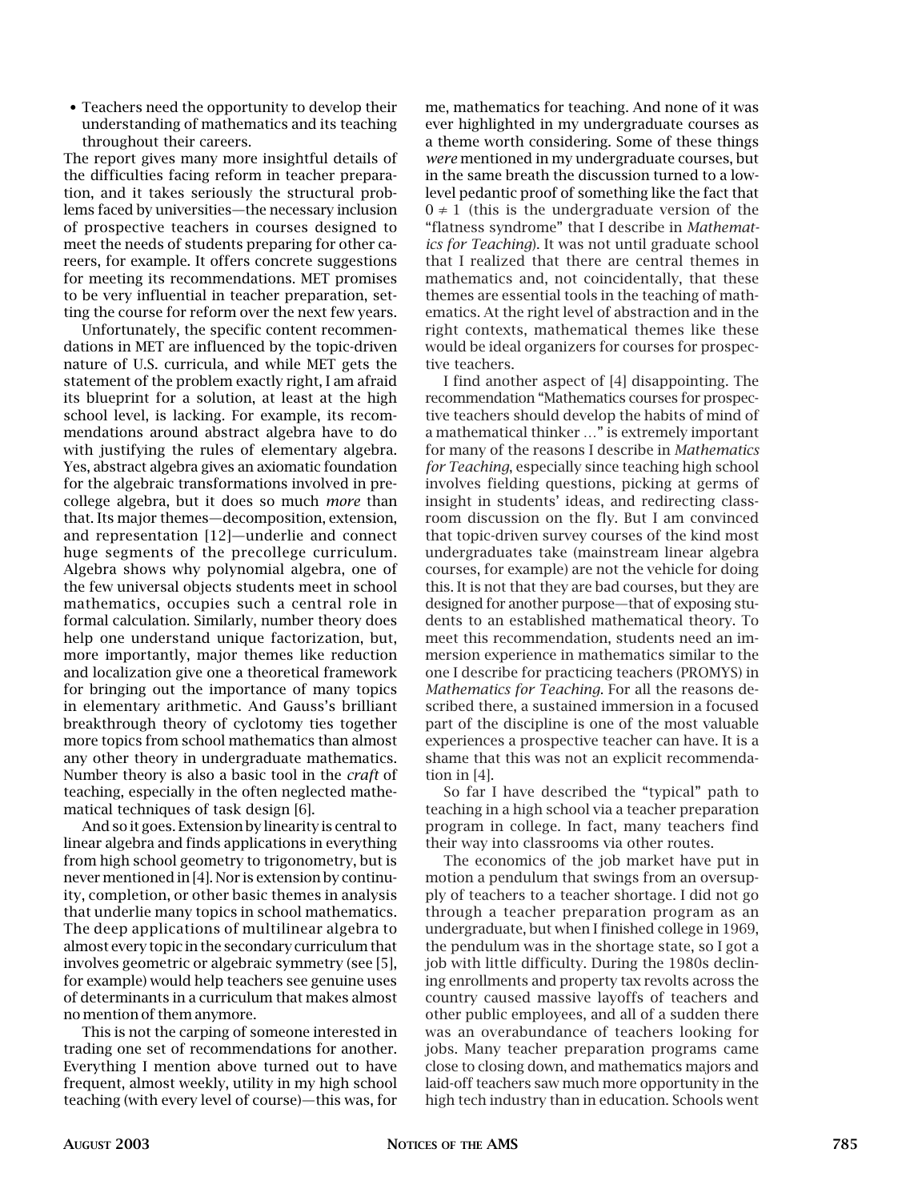- Teachers need the opportunity to develop their understanding of mathematics and its teaching throughout their careers.

The report gives many more insightful details of the difficulties facing reform in teacher preparation, and it takes seriously the structural problems faced by universities—the necessary inclusion of prospective teachers in courses designed to meet the needs of students preparing for other careers, for example. It offers concrete suggestions for meeting its recommendations. MET promises to be very influential in teacher preparation, setting the course for reform over the next few years.

Unfortunately, the specific content recommendations in MET are influenced by the topic-driven nature of U.S. curricula, and while MET gets the statement of the problem exactly right, I am afraid its blueprint for a solution, at least at the high school level, is lacking. For example, its recommendations around abstract algebra have to do with justifying the rules of elementary algebra. Yes, abstract algebra gives an axiomatic foundation for the algebraic transformations involved in precollege algebra, but it does so much *more* than that. Its major themes—decomposition, extension, and representation [12]—underlie and connect huge segments of the precollege curriculum. Algebra shows why polynomial algebra, one of the few universal objects students meet in school mathematics, occupies such a central role in formal calculation. Similarly, number theory does help one understand unique factorization, but, more importantly, major themes like reduction and localization give one a theoretical framework for bringing out the importance of many topics in elementary arithmetic. And Gauss's brilliant breakthrough theory of cyclotomy ties together more topics from school mathematics than almost any other theory in undergraduate mathematics. Number theory is also a basic tool in the *craft* of teaching, especially in the often neglected mathematical techniques of task design [6].

And so it goes. Extension by linearity is central to linear algebra and finds applications in everything from high school geometry to trigonometry, but is never mentioned in [4]. Nor is extension by continuity, completion, or other basic themes in analysis that underlie many topics in school mathematics. The deep applications of multilinear algebra to almost every topic in the secondary curriculum that involves geometric or algebraic symmetry (see [5], for example) would help teachers see genuine uses of determinants in a curriculum that makes almost no mention of them anymore.

This is not the carping of someone interested in trading one set of recommendations for another. Everything I mention above turned out to have frequent, almost weekly, utility in my high school teaching (with every level of course)—this was, for me, mathematics for teaching. And none of it was ever highlighted in my undergraduate courses as a theme worth considering. Some of these things *were* mentioned in my undergraduate courses, but in the same breath the discussion turned to a low-level pedantic proof of something like the fact that $0 \neq 1$ (this is the undergraduate version of the "flatness syndrome" that I describe in *Mathematics for Teaching*). It was not until graduate school that I realized that there are central themes in mathematics and, not coincidentally, that these themes are essential tools in the teaching of mathematics. At the right level of abstraction and in the right contexts, mathematical themes like these would be ideal organizers for courses for prospective teachers.

I find another aspect of [4] disappointing. The recommendation "Mathematics courses for prospective teachers should develop the habits of mind of a mathematical thinker …" is extremely important for many of the reasons I describe in *Mathematics for Teaching*, especially since teaching high school involves fielding questions, picking at germs of insight in students' ideas, and redirecting classroom discussion on the fly. But I am convinced that topic-driven survey courses of the kind most undergraduates take (mainstream linear algebra courses, for example) are not the vehicle for doing this. It is not that they are bad courses, but they are designed for another purpose—that of exposing students to an established mathematical theory. To meet this recommendation, students need an immersion experience in mathematics similar to the one I describe for practicing teachers (PROMYS) in *Mathematics for Teaching*. For all the reasons described there, a sustained immersion in a focused part of the discipline is one of the most valuable experiences a prospective teacher can have. It is a shame that this was not an explicit recommendation in [4].

So far I have described the "typical" path to teaching in a high school via a teacher preparation program in college. In fact, many teachers find their way into classrooms via other routes.

The economics of the job market have put in motion a pendulum that swings from an oversupply of teachers to a teacher shortage. I did not go through a teacher preparation program as an undergraduate, but when I finished college in 1969, the pendulum was in the shortage state, so I got a job with little difficulty. During the 1980s declining enrollments and property tax revolts across the country caused massive layoffs of teachers and other public employees, and all of a sudden there was an overabundance of teachers looking for jobs. Many teacher preparation programs came close to closing down, and mathematics majors and laid-off teachers saw much more opportunity in the high tech industry than in education. Schools went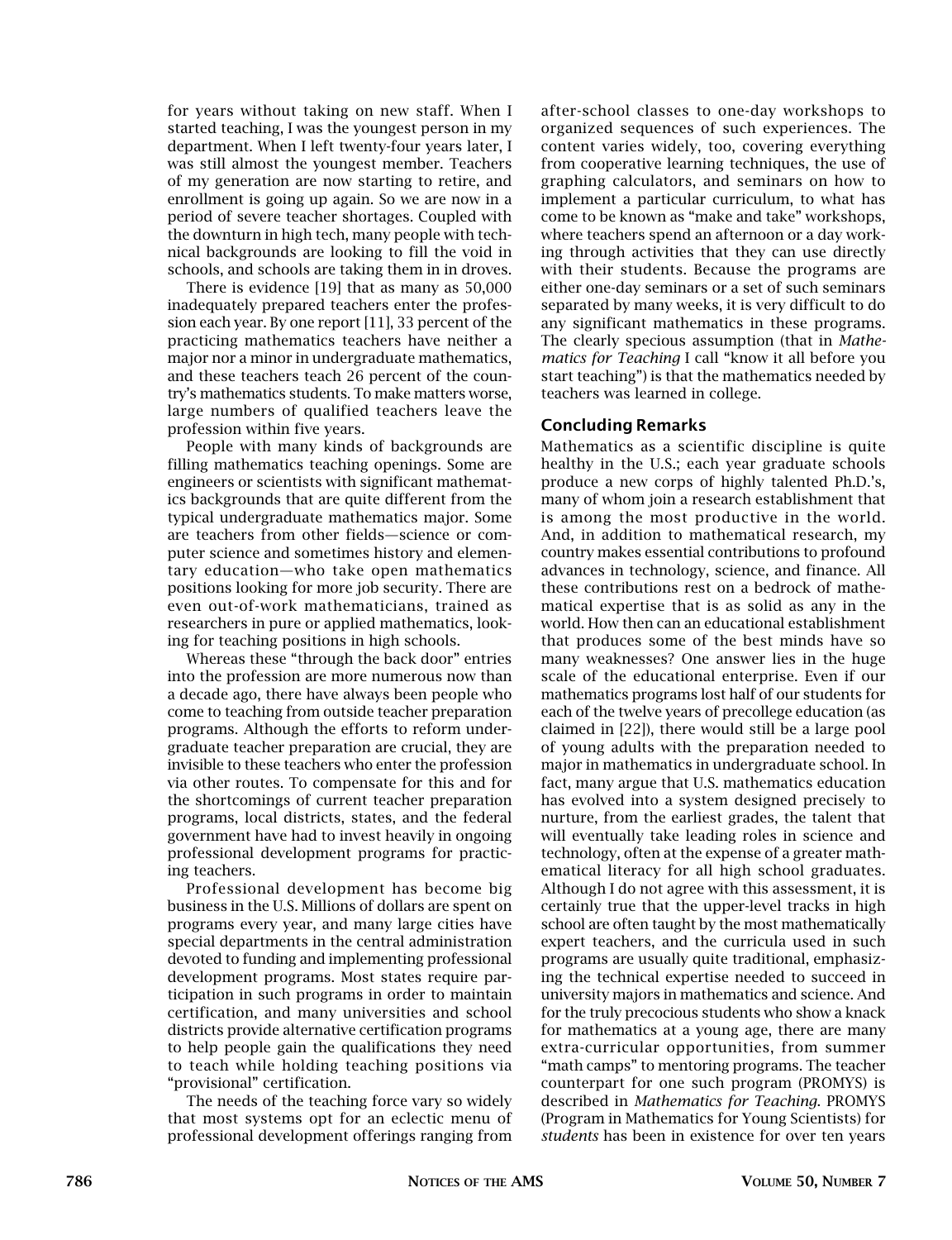for years without taking on new staff. When I started teaching, I was the youngest person in my department. When I left twenty-four years later, I was still almost the youngest member. Teachers of my generation are now starting to retire, and enrollment is going up again. So we are now in a period of severe teacher shortages. Coupled with the downturn in high tech, many people with technical backgrounds are looking to fill the void in schools, and schools are taking them in in droves.

There is evidence [19] that as many as 50,000 inadequately prepared teachers enter the profession each year. By one report [11], 33 percent of the practicing mathematics teachers have neither a major nor a minor in undergraduate mathematics, and these teachers teach 26 percent of the country's mathematics students. To make matters worse, large numbers of qualified teachers leave the profession within five years.

People with many kinds of backgrounds are filling mathematics teaching openings. Some are engineers or scientists with significant mathematics backgrounds that are quite different from the typical undergraduate mathematics major. Some are teachers from other fields—science or computer science and sometimes history and elementary education—who take open mathematics positions looking for more job security. There are even out-of-work mathematicians, trained as researchers in pure or applied mathematics, looking for teaching positions in high schools.

Whereas these "through the back door" entries into the profession are more numerous now than a decade ago, there have always been people who come to teaching from outside teacher preparation programs. Although the efforts to reform undergraduate teacher preparation are crucial, they are invisible to these teachers who enter the profession via other routes. To compensate for this and for the shortcomings of current teacher preparation programs, local districts, states, and the federal government have had to invest heavily in ongoing professional development programs for practicing teachers.

Professional development has become big business in the U.S. Millions of dollars are spent on programs every year, and many large cities have special departments in the central administration devoted to funding and implementing professional development programs. Most states require participation in such programs in order to maintain certification, and many universities and school districts provide alternative certification programs to help people gain the qualifications they need to teach while holding teaching positions via "provisional" certification.

The needs of the teaching force vary so widely that most systems opt for an eclectic menu of professional development offerings ranging from after-school classes to one-day workshops to organized sequences of such experiences. The content varies widely, too, covering everything from cooperative learning techniques, the use of graphing calculators, and seminars on how to implement a particular curriculum, to what has come to be known as "make and take" workshops, where teachers spend an afternoon or a day working through activities that they can use directly with their students. Because the programs are either one-day seminars or a set of such seminars separated by many weeks, it is very difficult to do any significant mathematics in these programs. The clearly specious assumption (that in *Mathematics for Teaching* I call "know it all before you start teaching") is that the mathematics needed by teachers was learned in college.

## Concluding Remarks

Mathematics as a scientific discipline is quite healthy in the U.S.; each year graduate schools produce a new corps of highly talented Ph.D.'s, many of whom join a research establishment that is among the most productive in the world. And, in addition to mathematical research, my country makes essential contributions to profound advances in technology, science, and finance. All these contributions rest on a bedrock of mathematical expertise that is as solid as any in the world. How then can an educational establishment that produces some of the best minds have so many weaknesses? One answer lies in the huge scale of the educational enterprise. Even if our mathematics programs lost half of our students for each of the twelve years of precollege education (as claimed in [22]), there would still be a large pool of young adults with the preparation needed to major in mathematics in undergraduate school. In fact, many argue that U.S. mathematics education has evolved into a system designed precisely to nurture, from the earliest grades, the talent that will eventually take leading roles in science and technology, often at the expense of a greater mathematical literacy for all high school graduates. Although I do not agree with this assessment, it is certainly true that the upper-level tracks in high school are often taught by the most mathematically expert teachers, and the curricula used in such programs are usually quite traditional, emphasizing the technical expertise needed to succeed in university majors in mathematics and science. And for the truly precocious students who show a knack for mathematics at a young age, there are many extra-curricular opportunities, from summer "math camps" to mentoring programs. The teacher counterpart for one such program (PROMYS) is described in *Mathematics for Teaching*. PROMYS (Program in Mathematics for Young Scientists) for *students* has been in existence for over ten years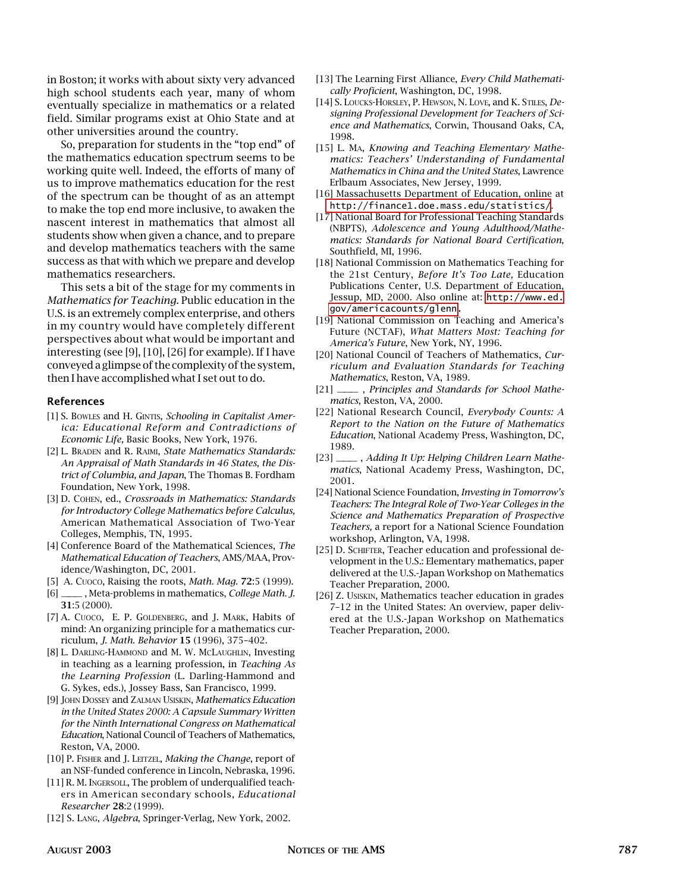in Boston; it works with about sixty very advanced high school students each year, many of whom eventually specialize in mathematics or a related field. Similar programs exist at Ohio State and at other universities around the country.

So, preparation for students in the "top end" of the mathematics education spectrum seems to be working quite well. Indeed, the efforts of many of us to improve mathematics education for the rest of the spectrum can be thought of as an attempt to make the top end more inclusive, to awaken the nascent interest in mathematics that almost all students show when given a chance, and to prepare and develop mathematics teachers with the same success as that with which we prepare and develop mathematics researchers.

This sets a bit of the stage for my comments in *Mathematics for Teaching*. Public education in the U.S. is an extremely complex enterprise, and others in my country would have completely different perspectives about what would be important and interesting (see [9], [10], [26] for example). If I have conveyed a glimpse of the complexity of the system, then I have accomplished what I set out to do.

### References

[1] S. Bowles and H. Gintis, *Schooling in Capitalist America: Educational Reform and Contradictions of Economic Life,* Basic Books, New York, 1976.

[2] L. Braden and R. Raimi, *State Mathematics Standards: An Appraisal of Math Standards in 46 States, the District of Columbia, and Japan*, The Thomas B. Fordham Foundation, New York, 1998.

[3] D. Cohen, ed., *Crossroads in Mathematics: Standards for Introductory College Mathematics before Calculus,* American Mathematical Association of Two-Year Colleges, Memphis, TN, 1995.

[4] Conference Board of the Mathematical Sciences, *The Mathematical Education of Teachers*, AMS/MAA, Providence/Washington, DC, 2001.

[5] A. Cuoco, Raising the roots, *Math. Mag.* **72**:5 (1999).

[6] ____ , Meta-problems in mathematics, *College Math. J.* **31**:5 (2000).

[7] A. Cuoco, E. P. Goldenberg, and J. Mark, Habits of mind: An organizing principle for a mathematics curriculum, *J. Math. Behavior* **15** (1996), 375–402.

[8] L. Darling-Hammond and M. W. McLaughlin, Investing in teaching as a learning profession, in *Teaching As the Learning Profession* (L. Darling-Hammond and G. Sykes, eds.), Jossey Bass, San Francisco, 1999.

[9] John Dossey and Zalman Usiskin, *Mathematics Education in the United States 2000: A Capsule Summary Written for the Ninth International Congress on Mathematical Education*, National Council of Teachers of Mathematics, Reston, VA, 2000.

[10] P. Fisher and J. Leitzel, *Making the Change*, report of an NSF-funded conference in Lincoln, Nebraska, 1996.

[11] R. M. Ingersoll, The problem of underqualified teachers in American secondary schools, *Educational Researcher* **28**:2 (1999).

[12] S. Lang, *Algebra*, Springer-Verlag, New York, 2002.

[13] The Learning First Alliance, *Every Child Mathematically Proficient*, Washington, DC, 1998.

[14] S. Loucks-Horsley, P. Hewson, N. Love, and K. Stiles, *Designing Professional Development for Teachers of Science and Mathematics*, Corwin, Thousand Oaks, CA, 1998.

[15] L. Ma, *Knowing and Teaching Elementary Mathematics: Teachers' Understanding of Fundamental Mathematics in China and the United States*, Lawrence Erlbaum Associates, New Jersey, 1999.

[16] Massachusetts Department of Education, online at `http://finance1.doe.mass.edu/statistics/`.

[17] National Board for Professional Teaching Standards (NBPTS), *Adolescence and Young Adulthood/Mathematics: Standards for National Board Certification*, Southfield, MI, 1996.

[18] National Commission on Mathematics Teaching for the 21st Century, *Before It's Too Late,* Education Publications Center, U.S. Department of Education, Jessup, MD, 2000. Also online at: `http://www.ed.gov/americacounts/glenn`.

[19] National Commission on Teaching and America's Future (NCTAF), *What Matters Most: Teaching for America's Future*, New York, NY, 1996.

[20] National Council of Teachers of Mathematics, *Curriculum and Evaluation Standards for Teaching Mathematics*, Reston, VA, 1989.

[21] ____ , *Principles and Standards for School Mathematics*, Reston, VA, 2000.

[22] National Research Council, *Everybody Counts: A Report to the Nation on the Future of Mathematics Education*, National Academy Press, Washington, DC, 1989.

[23] ____ , *Adding It Up: Helping Children Learn Mathematics*, National Academy Press, Washington, DC, 2001.

[24] National Science Foundation, *Investing in Tomorrow's Teachers: The Integral Role of Two-Year Colleges in the Science and Mathematics Preparation of Prospective Teachers,* a report for a National Science Foundation workshop, Arlington, VA, 1998.

[25] D. Schifter, Teacher education and professional development in the U.S.: Elementary mathematics, paper delivered at the U.S.-Japan Workshop on Mathematics Teacher Preparation, 2000.

[26] Z. Usiskin, Mathematics teacher education in grades 7–12 in the United States: An overview, paper delivered at the U.S.-Japan Workshop on Mathematics Teacher Preparation, 2000.